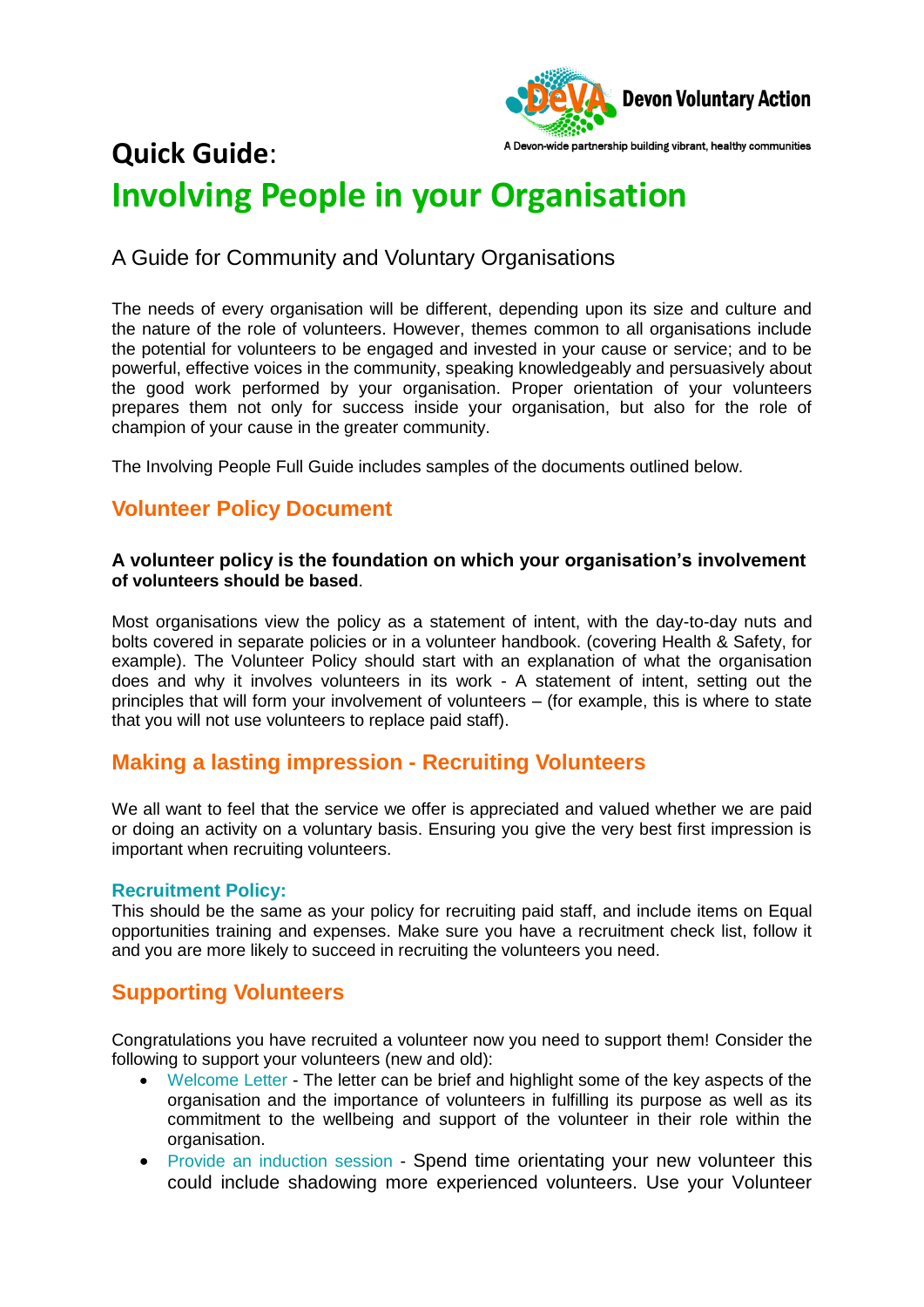Devon Voluntary Action

A Devon-wide partnership building vibrant, healthy communities

# Quick Guide: Involving People in your Organisation

A Guide for Community and Voluntary Organisations

The needs of every organisation will be different, depending upon its size and culture and the nature of the role of volunteers. However, themes common to all organisations include the potential for volunteers to be engaged and invested in your cause or service; and to be powerful, effective voices in the community, speaking knowledgeably and persuasively about the good work performed by your organisation. Proper orientation of your volunteers prepares them not only for success inside your organisation, but also for the role of champion of your cause in the greater community.

The Involving People Full Guide includes samples of the documents outlined below.

## Volunteer Policy Document

**A volunteer policy is the foundation on which your organisation's involvement of volunteers should be based**.

Most organisations view the policy as a statement of intent, with the day-to-day nuts and bolts covered in separate policies or in a volunteer handbook. (covering Health & Safety, for example). The Volunteer Policy should start with an explanation of what the organisation does and why it involves volunteers in its work - A statement of intent, setting out the principles that will form your involvement of volunteers – (for example, this is where to state that you will not use volunteers to replace paid staff).

## Making a lasting impression - Recruiting Volunteers

We all want to feel that the service we offer is appreciated and valued whether we are paid or doing an activity on a voluntary basis. Ensuring you give the very best first impression is important when recruiting volunteers.

### Recruitment Policy:

This should be the same as your policy for recruiting paid staff, and include items on Equal opportunities training and expenses. Make sure you have a recruitment check list, follow it and you are more likely to succeed in recruiting the volunteers you need.

## Supporting Volunteers

Congratulations you have recruited a volunteer now you need to support them! Consider the following to support your volunteers (new and old):

- Welcome Letter - The letter can be brief and highlight some of the key aspects of the organisation and the importance of volunteers in fulfilling its purpose as well as its commitment to the wellbeing and support of the volunteer in their role within the organisation.
- Provide an induction session - Spend time orientating your new volunteer this could include shadowing more experienced volunteers. Use your Volunteer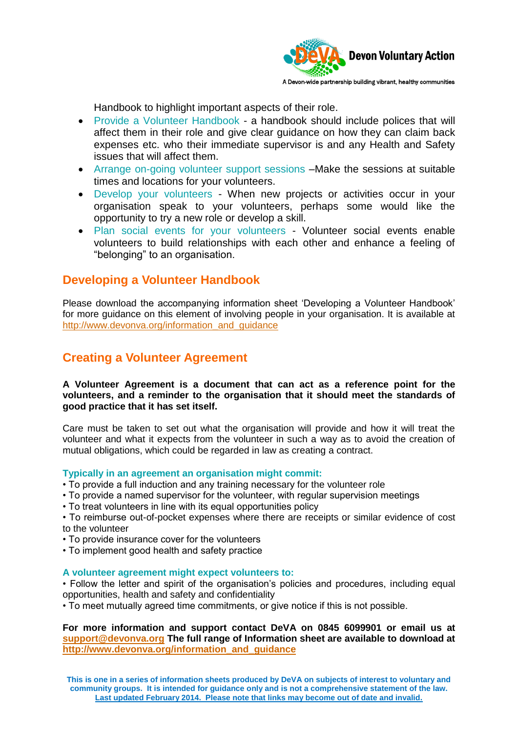Handbook to highlight important aspects of their role.

- Provide a Volunteer Handbook - a handbook should include polices that will affect them in their role and give clear guidance on how they can claim back expenses etc. who their immediate supervisor is and any Health and Safety issues that will affect them.
- Arrange on-going volunteer support sessions –Make the sessions at suitable times and locations for your volunteers.
- Develop your volunteers - When new projects or activities occur in your organisation speak to your volunteers, perhaps some would like the opportunity to try a new role or develop a skill.
- Plan social events for your volunteers - Volunteer social events enable volunteers to build relationships with each other and enhance a feeling of "belonging" to an organisation.

## Developing a Volunteer Handbook

Please download the accompanying information sheet 'Developing a Volunteer Handbook' for more guidance on this element of involving people in your organisation. It is available at http://www.devonva.org/information_and_guidance

## Creating a Volunteer Agreement

**A Volunteer Agreement is a document that can act as a reference point for the volunteers, and a reminder to the organisation that it should meet the standards of good practice that it has set itself.**

Care must be taken to set out what the organisation will provide and how it will treat the volunteer and what it expects from the volunteer in such a way as to avoid the creation of mutual obligations, which could be regarded in law as creating a contract.

### Typically in an agreement an organisation might commit:

- To provide a full induction and any training necessary for the volunteer role
- To provide a named supervisor for the volunteer, with regular supervision meetings
- To treat volunteers in line with its equal opportunities policy
- To reimburse out-of-pocket expenses where there are receipts or similar evidence of cost to the volunteer
- To provide insurance cover for the volunteers
- To implement good health and safety practice

### A volunteer agreement might expect volunteers to:

- Follow the letter and spirit of the organisation's policies and procedures, including equal opportunities, health and safety and confidentiality
- To meet mutually agreed time commitments, or give notice if this is not possible.

**For more information and support contact DeVA on 0845 6099901 or email us at support@devonva.org The full range of Information sheet are available to download at http://www.devonva.org/information_and_guidance**

**This is one in a series of information sheets produced by DeVA on subjects of interest to voluntary and community groups. It is intended for guidance only and is not a comprehensive statement of the law. Last updated February 2014. Please note that links may become out of date and invalid.**